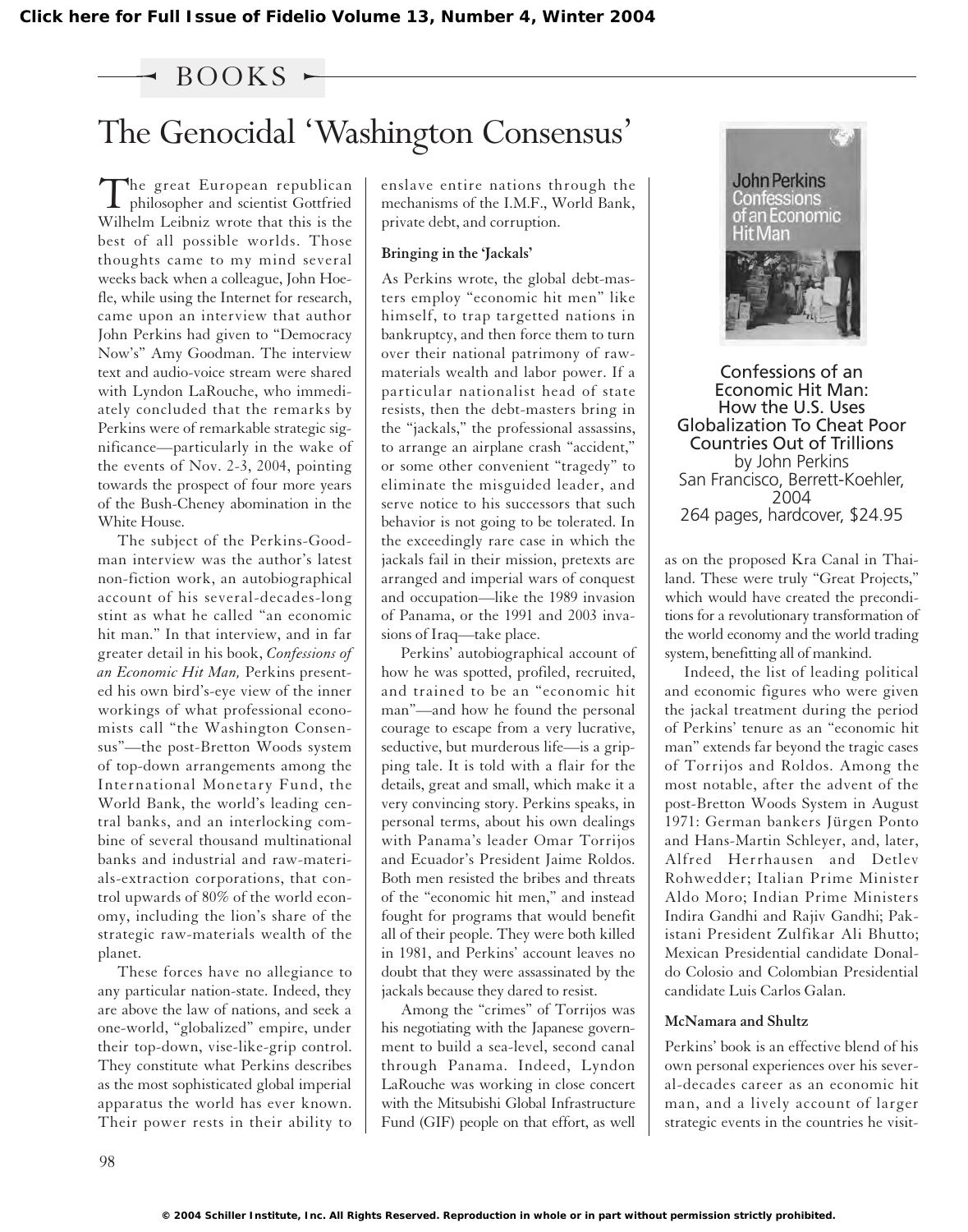BOOKS

# The Genocidal 'Washington Consensus'

The great European republican philosopher and scientist Gottfried Wilhelm Leibniz wrote that this is the best of all possible worlds. Those thoughts came to my mind several weeks back when a colleague, John Hoefle, while using the Internet for research, came upon an interview that author John Perkins had given to "Democracy Now's" Amy Goodman. The interview text and audio-voice stream were shared with Lyndon LaRouche, who immediately concluded that the remarks by Perkins were of remarkable strategic significance—particularly in the wake of the events of Nov. 2-3, 2004, pointing towards the prospect of four more years of the Bush-Cheney abomination in the White House.

The subject of the Perkins-Goodman interview was the author's latest non-fiction work, an autobiographical account of his several-decades-long stint as what he called "an economic hit man." In that interview, and in far greater detail in his book, *Confessions of an Economic Hit Man,* Perkins presented his own bird's-eye view of the inner workings of what professional economists call "the Washington Consensus"—the post-Bretton Woods system of top-down arrangements among the International Monetary Fund, the World Bank, the world's leading central banks, and an interlocking combine of several thousand multinational banks and industrial and raw-materials-extraction corporations, that control upwards of 80% of the world economy, including the lion's share of the strategic raw-materials wealth of the planet.

These forces have no allegiance to any particular nation-state. Indeed, they are above the law of nations, and seek a one-world, "globalized" empire, under their top-down, vise-like-grip control. They constitute what Perkins describes as the most sophisticated global imperial apparatus the world has ever known. Their power rests in their ability to enslave entire nations through the mechanisms of the I.M.F., World Bank, private debt, and corruption.

### Bringing in the 'Jackals'

As Perkins wrote, the global debt-masters employ "economic hit men" like himself, to trap targetted nations in bankruptcy, and then force them to turn over their national patrimony of raw-materials wealth and labor power. If a particular nationalist head of state resists, then the debt-masters bring in the "jackals," the professional assassins, to arrange an airplane crash "accident," or some other convenient "tragedy" to eliminate the misguided leader, and serve notice to his successors that such behavior is not going to be tolerated. In the exceedingly rare case in which the jackals fail in their mission, pretexts are arranged and imperial wars of conquest and occupation—like the 1989 invasion of Panama, or the 1991 and 2003 invasions of Iraq—take place.

Perkins' autobiographical account of how he was spotted, profiled, recruited, and trained to be an "economic hit man"—and how he found the personal courage to escape from a very lucrative, seductive, but murderous life—is a gripping tale. It is told with a flair for the details, great and small, which make it a very convincing story. Perkins speaks, in personal terms, about his own dealings with Panama's leader Omar Torrijos and Ecuador's President Jaime Roldos. Both men resisted the bribes and threats of the "economic hit men," and instead fought for programs that would benefit all of their people. They were both killed in 1981, and Perkins' account leaves no doubt that they were assassinated by the jackals because they dared to resist.

Among the "crimes" of Torrijos was his negotiating with the Japanese government to build a sea-level, second canal through Panama. Indeed, Lyndon LaRouche was working in close concert with the Mitsubishi Global Infrastructure Fund (GIF) people on that effort, as well as on the proposed Kra Canal in Thailand. These were truly "Great Projects," which would have created the preconditions for a revolutionary transformation of the world economy and the world trading system, benefitting all of mankind.

Indeed, the list of leading political and economic figures who were given the jackal treatment during the period of Perkins' tenure as an "economic hit man" extends far beyond the tragic cases of Torrijos and Roldos. Among the most notable, after the advent of the post-Bretton Woods System in August 1971: German bankers Jürgen Ponto and Hans-Martin Schleyer, and, later, Alfred Herrhausen and Detlev Rohwedder; Italian Prime Minister Aldo Moro; Indian Prime Ministers Indira Gandhi and Rajiv Gandhi; Pakistani President Zulfikar Ali Bhutto; Mexican Presidential candidate Donaldo Colosio and Colombian Presidential candidate Luis Carlos Galan.

Confessions of an Economic Hit Man: How the U.S. Uses Globalization To Cheat Poor Countries Out of Trillions
by John Perkins
San Francisco, Berrett-Koehler, 2004
264 pages, hardcover, $24.95

### McNamara and Shultz

Perkins' book is an effective blend of his own personal experiences over his several-decades career as an economic hit man, and a lively account of larger strategic events in the countries he visit-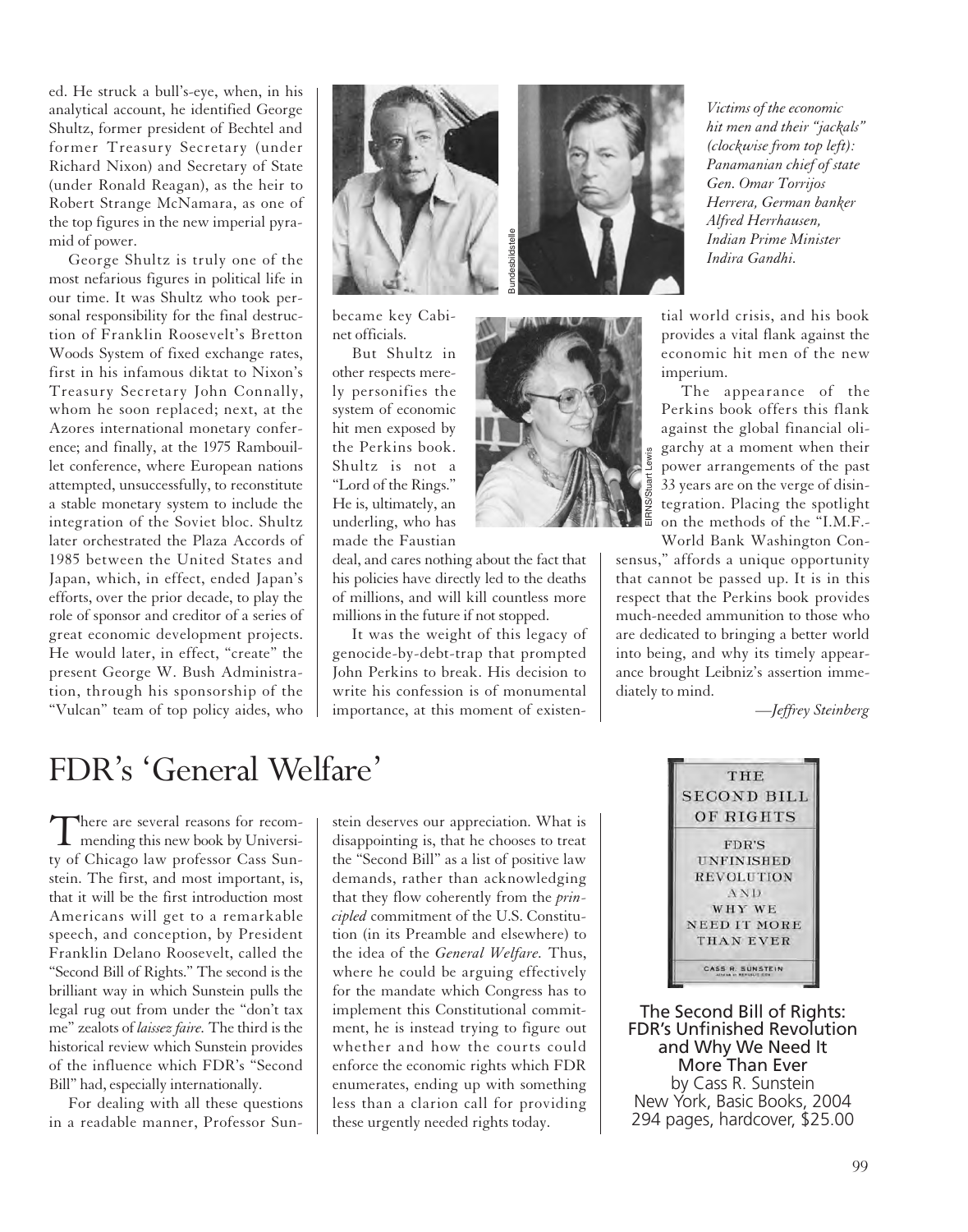ed. He struck a bull's-eye, when, in his analytical account, he identified George Shultz, former president of Bechtel and former Treasury Secretary (under Richard Nixon) and Secretary of State (under Ronald Reagan), as the heir to Robert Strange McNamara, as one of the top figures in the new imperial pyramid of power.

George Shultz is truly one of the most nefarious figures in political life in our time. It was Shultz who took personal responsibility for the final destruction of Franklin Roosevelt's Bretton Woods System of fixed exchange rates, first in his infamous diktat to Nixon's Treasury Secretary John Connally, whom he soon replaced; next, at the Azores international monetary conference; and finally, at the 1975 Rambouillet conference, where European nations attempted, unsuccessfully, to reconstitute a stable monetary system to include the integration of the Soviet bloc. Shultz later orchestrated the Plaza Accords of 1985 between the United States and Japan, which, in effect, ended Japan's efforts, over the prior decade, to play the role of sponsor and creditor of a series of great economic development projects. He would later, in effect, "create" the present George W. Bush Administration, through his sponsorship of the "Vulcan" team of top policy aides, who became key Cabinet officials.

*Victims of the economic hit men and their "jackals" (clockwise from top left): Panamanian chief of state Gen. Omar Torrijos Herrera, German banker Alfred Herrhausen, Indian Prime Minister Indira Gandhi.*

But Shultz in other respects merely personifies the system of economic hit men exposed by the Perkins book. Shultz is not a "Lord of the Rings." He is, ultimately, an underling, who has made the Faustian deal, and cares nothing about the fact that his policies have directly led to the deaths of millions, and will kill countless more millions in the future if not stopped.

It was the weight of this legacy of genocide-by-debt-trap that prompted John Perkins to break. His decision to write his confession is of monumental importance, at this moment of existential world crisis, and his book provides a vital flank against the economic hit men of the new imperium.

The appearance of the Perkins book offers this flank against the global financial oligarchy at a moment when their power arrangements of the past 33 years are on the verge of disintegration. Placing the spotlight on the methods of the "I.M.F.-World Bank Washington Consensus," affords a unique opportunity that cannot be passed up. It is in this respect that the Perkins book provides much-needed ammunition to those who are dedicated to bringing a better world into being, and why its timely appearance brought Leibniz's assertion immediately to mind.

—*Jeffrey Steinberg*

# FDR's 'General Welfare'

There are several reasons for recommending this new book by University of Chicago law professor Cass Sunstein. The first, and most important, is, that it will be the first introduction most Americans will get to a remarkable speech, and conception, by President Franklin Delano Roosevelt, called the "Second Bill of Rights." The second is the brilliant way in which Sunstein pulls the legal rug out from under the "don't tax me" zealots of *laissez faire.* The third is the historical review which Sunstein provides of the influence which FDR's "Second Bill" had, especially internationally.

For dealing with all these questions in a readable manner, Professor Sunstein deserves our appreciation. What is disappointing is, that he chooses to treat the "Second Bill" as a list of positive law demands, rather than acknowledging that they flow coherently from the *principled* commitment of the U.S. Constitution (in its Preamble and elsewhere) to the idea of the *General Welfare.* Thus, where he could be arguing effectively for the mandate which Congress has to implement this Constitutional commitment, he is instead trying to figure out whether and how the courts could enforce the economic rights which FDR enumerates, ending up with something less than a clarion call for providing these urgently needed rights today.

**The Second Bill of Rights: FDR's Unfinished Revolution and Why We Need It More Than Ever**
by Cass R. Sunstein
New York, Basic Books, 2004
294 pages, hardcover, $25.00